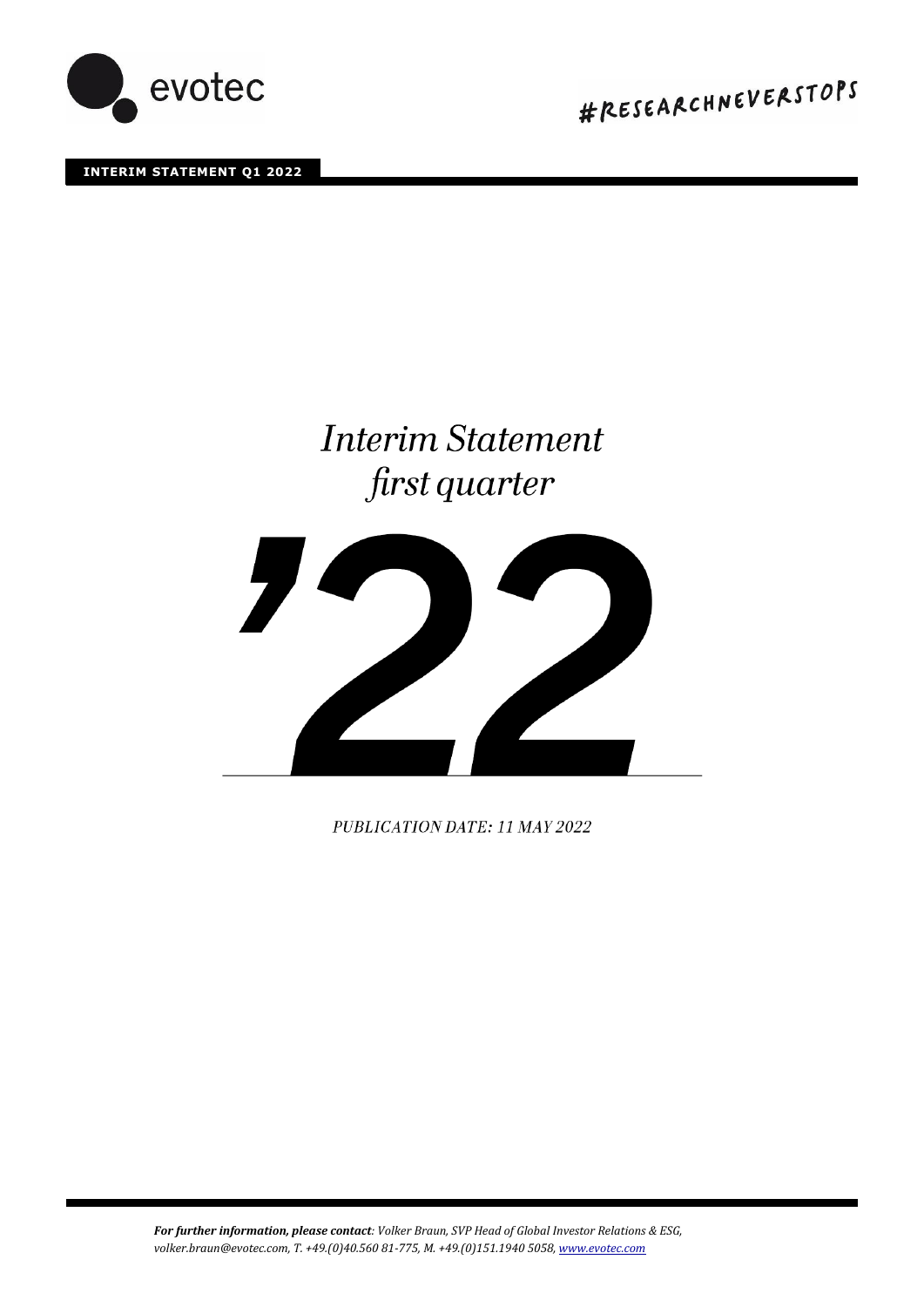evotec

#RESEARCHNEVERSTOPS

**INTERIM STATEMENT Q1 2022**

# *Interim Statement first quarter*

# '22

*PUBLICATION DATE: 11 MAY 2022*

***For further information, please contact****: Volker Braun, SVP Head of Global Investor Relations & ESG, volker.braun@evotec.com, T. +49.(0)40.560 81-775, M. +49.(0)151.1940 5058, www.evotec.com*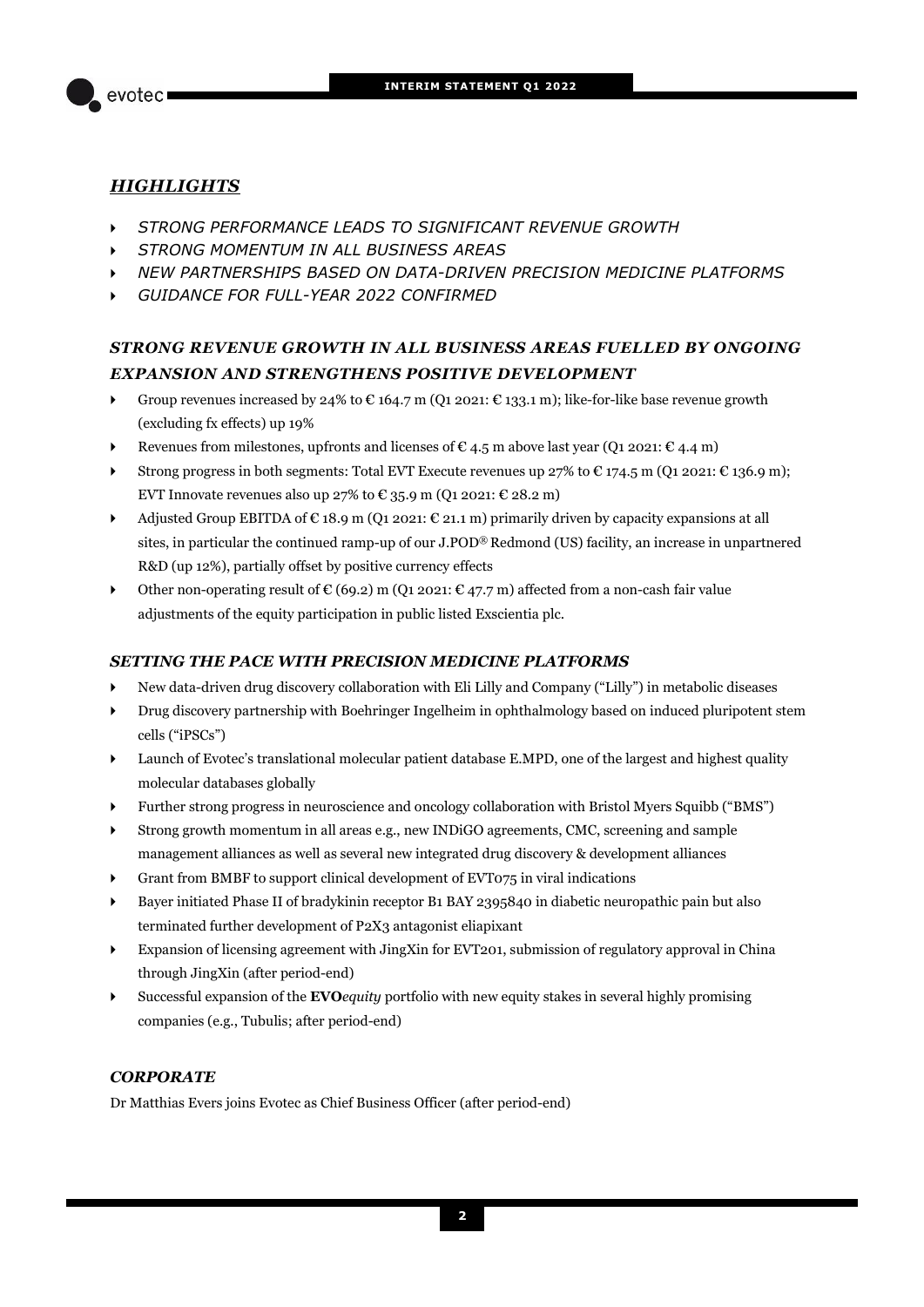## *HIGHLIGHTS*

- *STRONG PERFORMANCE LEADS TO SIGNIFICANT REVENUE GROWTH*
- *STRONG MOMENTUM IN ALL BUSINESS AREAS*
- *NEW PARTNERSHIPS BASED ON DATA-DRIVEN PRECISION MEDICINE PLATFORMS*
- *GUIDANCE FOR FULL-YEAR 2022 CONFIRMED*

### *STRONG REVENUE GROWTH IN ALL BUSINESS AREAS FUELLED BY ONGOING EXPANSION AND STRENGTHENS POSITIVE DEVELOPMENT*

- Group revenues increased by 24% to € 164.7 m (Q1 2021: € 133.1 m); like-for-like base revenue growth (excluding fx effects) up 19%
- Revenues from milestones, upfronts and licenses of € 4.5 m above last year (Q1 2021: € 4.4 m)
- Strong progress in both segments: Total EVT Execute revenues up 27% to € 174.5 m (Q1 2021: € 136.9 m); EVT Innovate revenues also up 27% to € 35.9 m (Q1 2021: € 28.2 m)
- Adjusted Group EBITDA of € 18.9 m (Q1 2021: € 21.1 m) primarily driven by capacity expansions at all sites, in particular the continued ramp-up of our J.POD® Redmond (US) facility, an increase in unpartnered R&D (up 12%), partially offset by positive currency effects
- Other non-operating result of € (69.2) m (Q1 2021: € 47.7 m) affected from a non-cash fair value adjustments of the equity participation in public listed Exscientia plc.

### *SETTING THE PACE WITH PRECISION MEDICINE PLATFORMS*

- New data-driven drug discovery collaboration with Eli Lilly and Company ("Lilly") in metabolic diseases
- Drug discovery partnership with Boehringer Ingelheim in ophthalmology based on induced pluripotent stem cells ("iPSCs")
- Launch of Evotec's translational molecular patient database E.MPD, one of the largest and highest quality molecular databases globally
- Further strong progress in neuroscience and oncology collaboration with Bristol Myers Squibb ("BMS")
- Strong growth momentum in all areas e.g., new INDiGO agreements, CMC, screening and sample management alliances as well as several new integrated drug discovery & development alliances
- Grant from BMBF to support clinical development of EVT075 in viral indications
- Bayer initiated Phase II of bradykinin receptor B1 BAY 2395840 in diabetic neuropathic pain but also terminated further development of P2X3 antagonist eliapixant
- Expansion of licensing agreement with JingXin for EVT201, submission of regulatory approval in China through JingXin (after period-end)
- Successful expansion of the **EVO***equity* portfolio with new equity stakes in several highly promising companies (e.g., Tubulis; after period-end)

### *CORPORATE*

Dr Matthias Evers joins Evotec as Chief Business Officer (after period-end)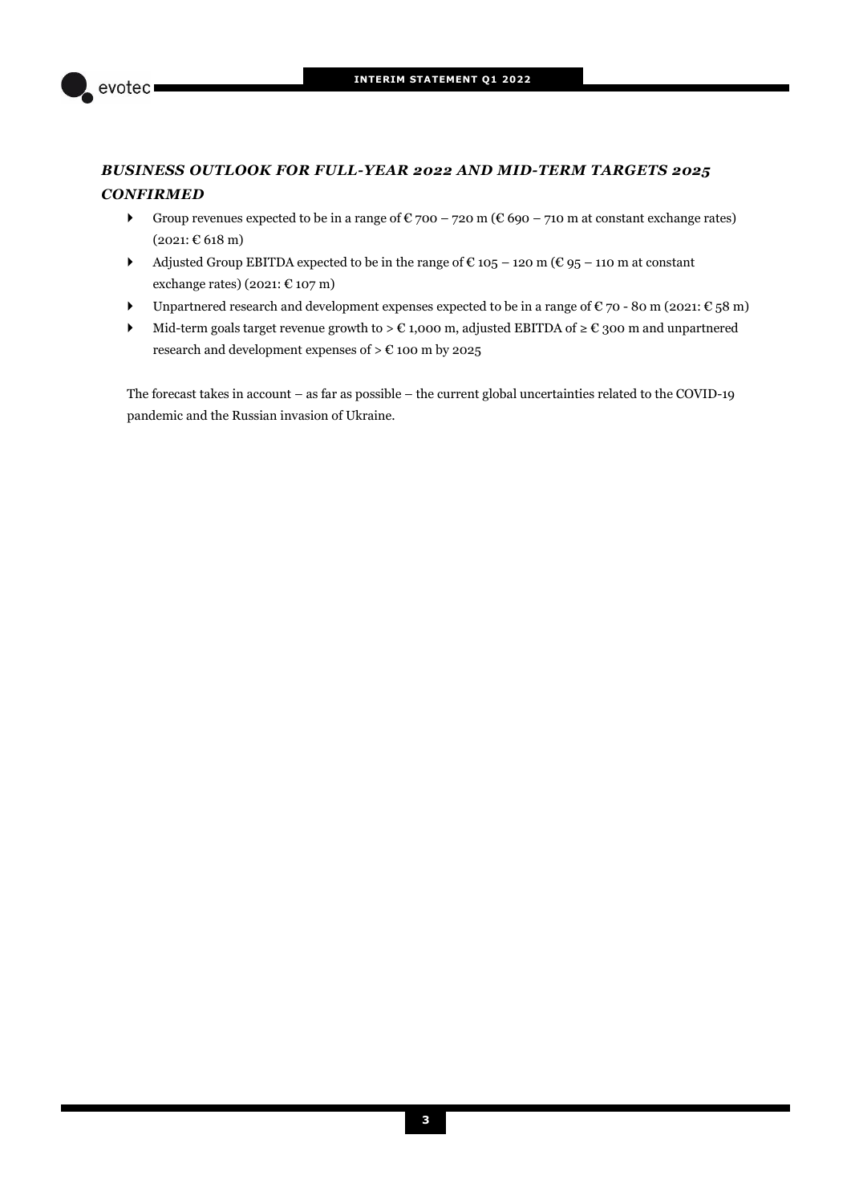## *BUSINESS OUTLOOK FOR FULL-YEAR 2022 AND MID-TERM TARGETS 2025 CONFIRMED*

- Group revenues expected to be in a range of € 700 – 720 m (€ 690 – 710 m at constant exchange rates) (2021: € 618 m)
- Adjusted Group EBITDA expected to be in the range of € 105 – 120 m (€ 95 – 110 m at constant exchange rates) (2021: € 107 m)
- Unpartnered research and development expenses expected to be in a range of € 70 - 80 m (2021: € 58 m)
- Mid-term goals target revenue growth to > € 1,000 m, adjusted EBITDA of ≥ € 300 m and unpartnered research and development expenses of > € 100 m by 2025

The forecast takes in account – as far as possible – the current global uncertainties related to the COVID-19 pandemic and the Russian invasion of Ukraine.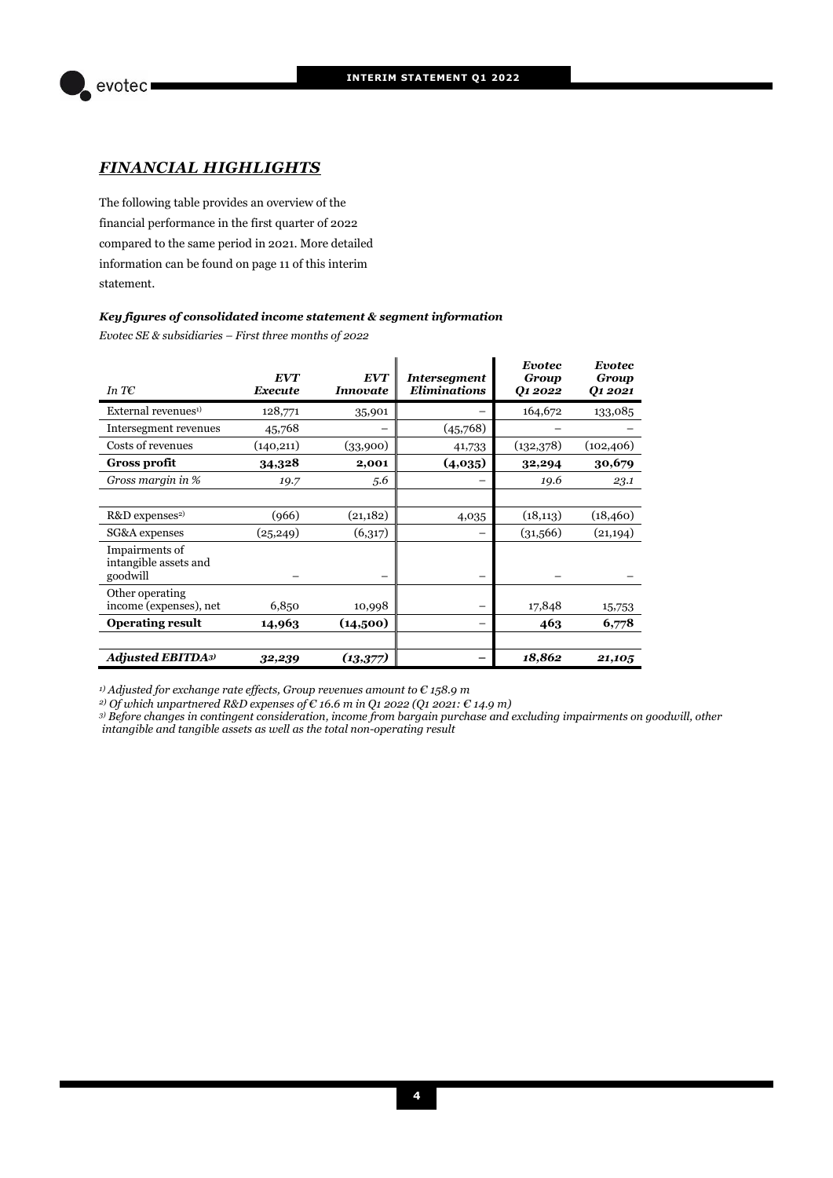## *FINANCIAL HIGHLIGHTS*

The following table provides an overview of the financial performance in the first quarter of 2022 compared to the same period in 2021. More detailed information can be found on page 11 of this interim statement.

***Key figures of consolidated income statement & segment information***

*Evotec SE & subsidiaries – First three months of 2022*

| *In T€* | ***EVT Execute*** | ***EVT Innovate*** | ***Intersegment Eliminations*** | ***Evotec Group Q1 2022*** | ***Evotec Group Q1 2021*** |
|---|---|---|---|---|---|
| External revenues[1)] | 128,771 | 35,901 | – | 164,672 | 133,085 |
| Intersegment revenues | 45,768 | – | (45,768) | – | – |
| Costs of revenues | (140,211) | (33,900) | 41,733 | (132,378) | (102,406) |
| **Gross profit** | **34,328** | **2,001** | **(4,035)** | **32,294** | **30,679** |
| *Gross margin in %* | *19.7* | *5.6* | – | *19.6* | *23.1* |
| | | | | | |
| R&D expenses[2)] | (966) | (21,182) | 4,035 | (18,113) | (18,460) |
| SG&A expenses | (25,249) | (6,317) | – | (31,566) | (21,194) |
| Impairments of intangible assets and goodwill | – | – | – | – | – |
| Other operating income (expenses), net | 6,850 | 10,998 | – | 17,848 | 15,753 |
| **Operating result** | **14,963** | **(14,500)** | – | **463** | **6,778** |
| | | | | | |
| ***Adjusted EBITDA[3)]*** | ***32,239*** | ***(13,377)*** | **–** | ***18,862*** | ***21,105*** |

*[1)] Adjusted for exchange rate effects, Group revenues amount to € 158.9 m*

*[2)] Of which unpartnered R&D expenses of € 16.6 m in Q1 2022 (Q1 2021: € 14.9 m)*

*[3)] Before changes in contingent consideration, income from bargain purchase and excluding impairments on goodwill, other intangible and tangible assets as well as the total non-operating result*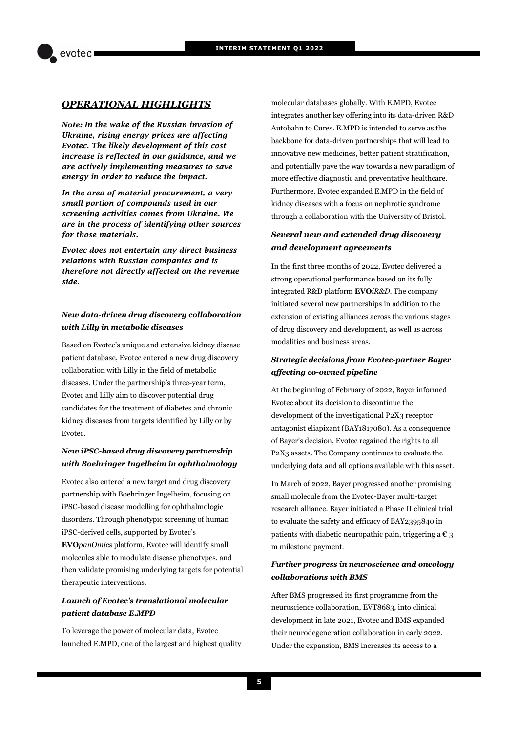## *OPERATIONAL HIGHLIGHTS*

***Note: In the wake of the Russian invasion of Ukraine, rising energy prices are affecting Evotec. The likely development of this cost increase is reflected in our guidance, and we are actively implementing measures to save energy in order to reduce the impact.***

***In the area of material procurement, a very small portion of compounds used in our screening activities comes from Ukraine. We are in the process of identifying other sources for those materials.***

***Evotec does not entertain any direct business relations with Russian companies and is therefore not directly affected on the revenue side.***

### *New data-driven drug discovery collaboration with Lilly in metabolic diseases*

Based on Evotec's unique and extensive kidney disease patient database, Evotec entered a new drug discovery collaboration with Lilly in the field of metabolic diseases. Under the partnership's three-year term, Evotec and Lilly aim to discover potential drug candidates for the treatment of diabetes and chronic kidney diseases from targets identified by Lilly or by Evotec.

### *New iPSC-based drug discovery partnership with Boehringer Ingelheim in ophthalmology*

Evotec also entered a new target and drug discovery partnership with Boehringer Ingelheim, focusing on iPSC-based disease modelling for ophthalmologic disorders. Through phenotypic screening of human iPSC-derived cells, supported by Evotec's **EVO***panOmics* platform, Evotec will identify small molecules able to modulate disease phenotypes, and then validate promising underlying targets for potential therapeutic interventions.

### *Launch of Evotec's translational molecular patient database E.MPD*

To leverage the power of molecular data, Evotec launched E.MPD, one of the largest and highest quality molecular databases globally. With E.MPD, Evotec integrates another key offering into its data-driven R&D Autobahn to Cures. E.MPD is intended to serve as the backbone for data-driven partnerships that will lead to innovative new medicines, better patient stratification, and potentially pave the way towards a new paradigm of more effective diagnostic and preventative healthcare. Furthermore, Evotec expanded E.MPD in the field of kidney diseases with a focus on nephrotic syndrome through a collaboration with the University of Bristol.

### *Several new and extended drug discovery and development agreements*

In the first three months of 2022, Evotec delivered a strong operational performance based on its fully integrated R&D platform **EVO***iR&D*. The company initiated several new partnerships in addition to the extension of existing alliances across the various stages of drug discovery and development, as well as across modalities and business areas.

### *Strategic decisions from Evotec-partner Bayer affecting co-owned pipeline*

At the beginning of February of 2022, Bayer informed Evotec about its decision to discontinue the development of the investigational P2X3 receptor antagonist eliapixant (BAY1817080). As a consequence of Bayer's decision, Evotec regained the rights to all P2X3 assets. The Company continues to evaluate the underlying data and all options available with this asset.

In March of 2022, Bayer progressed another promising small molecule from the Evotec-Bayer multi-target research alliance. Bayer initiated a Phase II clinical trial to evaluate the safety and efficacy of BAY2395840 in patients with diabetic neuropathic pain, triggering a € 3 m milestone payment.

### *Further progress in neuroscience and oncology collaborations with BMS*

After BMS progressed its first programme from the neuroscience collaboration, EVT8683, into clinical development in late 2021, Evotec and BMS expanded their neurodegeneration collaboration in early 2022. Under the expansion, BMS increases its access to a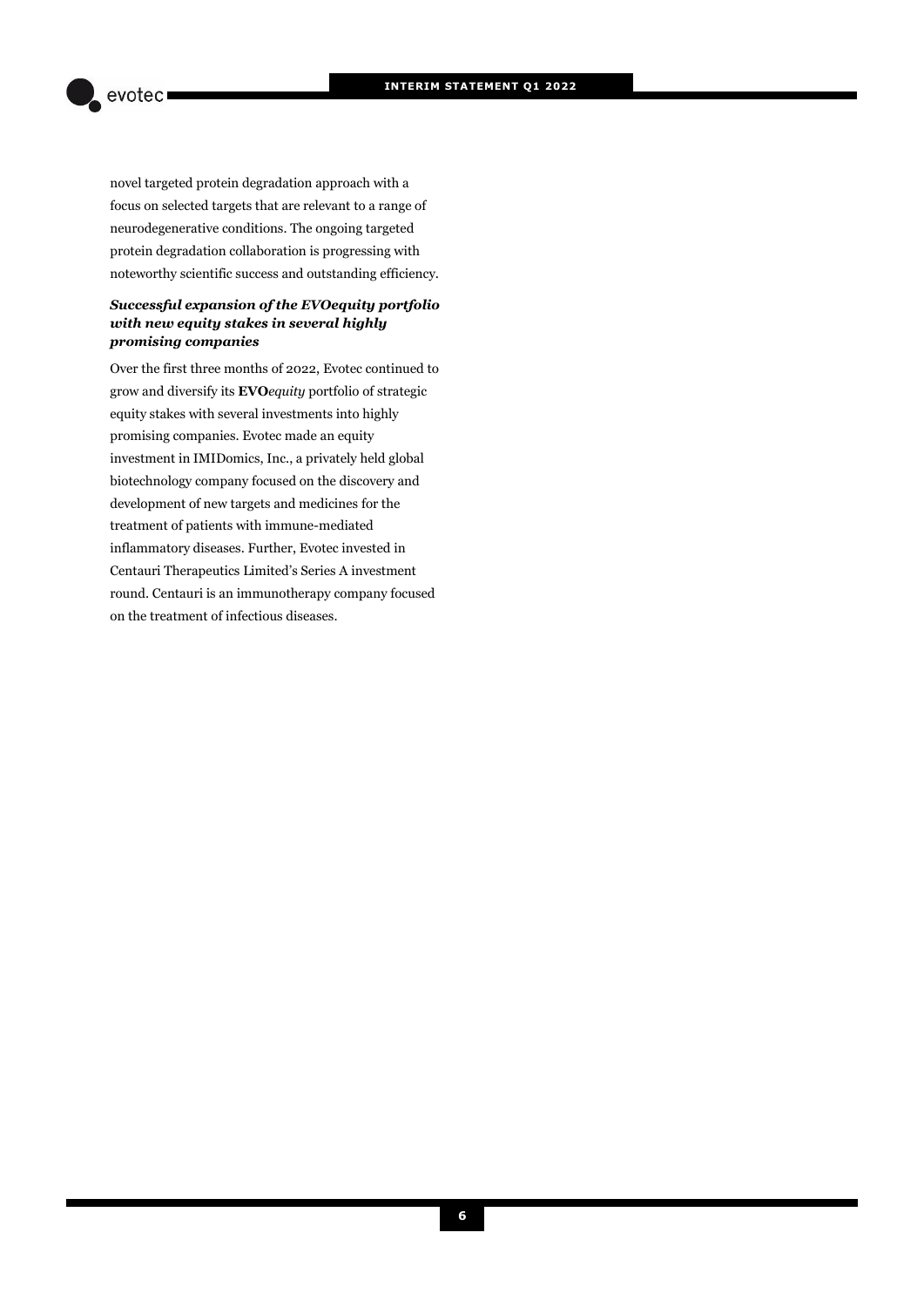novel targeted protein degradation approach with a focus on selected targets that are relevant to a range of neurodegenerative conditions. The ongoing targeted protein degradation collaboration is progressing with noteworthy scientific success and outstanding efficiency.

***Successful expansion of the EVOequity portfolio with new equity stakes in several highly promising companies***

Over the first three months of 2022, Evotec continued to grow and diversify its **EVO***equity* portfolio of strategic equity stakes with several investments into highly promising companies. Evotec made an equity investment in IMIDomics, Inc., a privately held global biotechnology company focused on the discovery and development of new targets and medicines for the treatment of patients with immune-mediated inflammatory diseases. Further, Evotec invested in Centauri Therapeutics Limited's Series A investment round. Centauri is an immunotherapy company focused on the treatment of infectious diseases.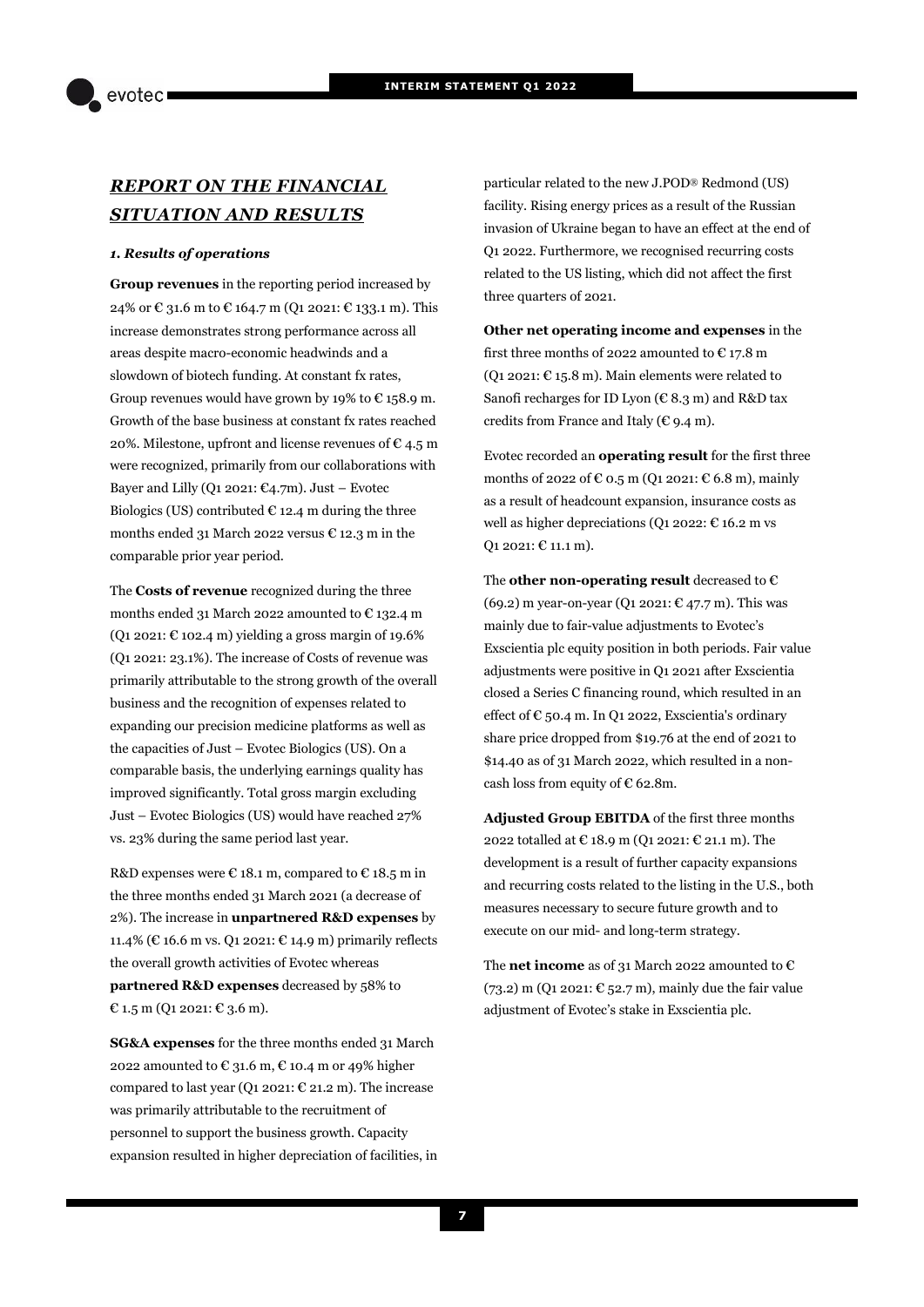## *REPORT ON THE FINANCIAL SITUATION AND RESULTS*

### *1. Results of operations*

**Group revenues** in the reporting period increased by 24% or € 31.6 m to € 164.7 m (Q1 2021: € 133.1 m). This increase demonstrates strong performance across all areas despite macro-economic headwinds and a slowdown of biotech funding. At constant fx rates, Group revenues would have grown by 19% to € 158.9 m. Growth of the base business at constant fx rates reached 20%. Milestone, upfront and license revenues of € 4.5 m were recognized, primarily from our collaborations with Bayer and Lilly (Q1 2021: €4.7m). Just – Evotec Biologics (US) contributed € 12.4 m during the three months ended 31 March 2022 versus € 12.3 m in the comparable prior year period.

The **Costs of revenue** recognized during the three months ended 31 March 2022 amounted to € 132.4 m (Q1 2021: € 102.4 m) yielding a gross margin of 19.6% (Q1 2021: 23.1%). The increase of Costs of revenue was primarily attributable to the strong growth of the overall business and the recognition of expenses related to expanding our precision medicine platforms as well as the capacities of Just – Evotec Biologics (US). On a comparable basis, the underlying earnings quality has improved significantly. Total gross margin excluding Just – Evotec Biologics (US) would have reached 27% vs. 23% during the same period last year.

R&D expenses were € 18.1 m, compared to € 18.5 m in the three months ended 31 March 2021 (a decrease of 2%). The increase in **unpartnered R&D expenses** by 11.4% (€ 16.6 m vs. Q1 2021: € 14.9 m) primarily reflects the overall growth activities of Evotec whereas **partnered R&D expenses** decreased by 58% to € 1.5 m (Q1 2021: € 3.6 m).

**SG&A expenses** for the three months ended 31 March 2022 amounted to € 31.6 m, € 10.4 m or 49% higher compared to last year (Q1 2021: € 21.2 m). The increase was primarily attributable to the recruitment of personnel to support the business growth. Capacity expansion resulted in higher depreciation of facilities, in particular related to the new J.POD® Redmond (US) facility. Rising energy prices as a result of the Russian invasion of Ukraine began to have an effect at the end of Q1 2022. Furthermore, we recognised recurring costs related to the US listing, which did not affect the first three quarters of 2021.

**Other net operating income and expenses** in the first three months of 2022 amounted to € 17.8 m (Q1 2021: € 15.8 m). Main elements were related to Sanofi recharges for ID Lyon (€ 8.3 m) and R&D tax credits from France and Italy (€ 9.4 m).

Evotec recorded an **operating result** for the first three months of 2022 of € 0.5 m (Q1 2021: € 6.8 m), mainly as a result of headcount expansion, insurance costs as well as higher depreciations (Q1 2022: € 16.2 m vs Q1 2021: € 11.1 m).

The **other non-operating result** decreased to € (69.2) m year-on-year (Q1 2021: € 47.7 m). This was mainly due to fair-value adjustments to Evotec's Exscientia plc equity position in both periods. Fair value adjustments were positive in Q1 2021 after Exscientia closed a Series C financing round, which resulted in an effect of € 50.4 m. In Q1 2022, Exscientia's ordinary share price dropped from $19.76 at the end of 2021 to $14.40 as of 31 March 2022, which resulted in a non-cash loss from equity of € 62.8m.

**Adjusted Group EBITDA** of the first three months 2022 totalled at € 18.9 m (Q1 2021: € 21.1 m). The development is a result of further capacity expansions and recurring costs related to the listing in the U.S., both measures necessary to secure future growth and to execute on our mid- and long-term strategy.

The **net income** as of 31 March 2022 amounted to € (73.2) m (Q1 2021: € 52.7 m), mainly due the fair value adjustment of Evotec's stake in Exscientia plc.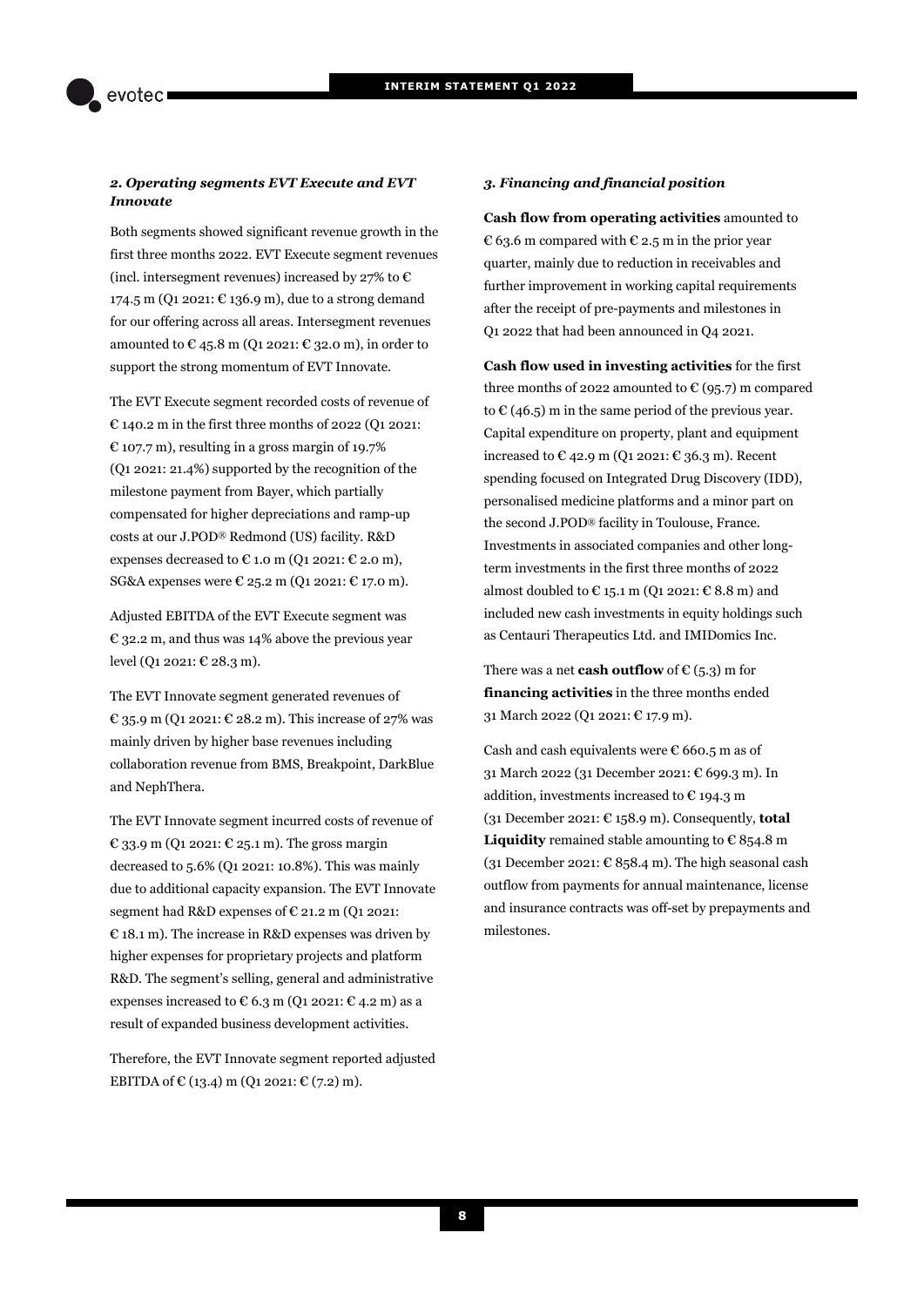### *2. Operating segments EVT Execute and EVT Innovate*

Both segments showed significant revenue growth in the first three months 2022. EVT Execute segment revenues (incl. intersegment revenues) increased by 27% to € 174.5 m (Q1 2021: € 136.9 m), due to a strong demand for our offering across all areas. Intersegment revenues amounted to € 45.8 m (Q1 2021: € 32.0 m), in order to support the strong momentum of EVT Innovate.

The EVT Execute segment recorded costs of revenue of € 140.2 m in the first three months of 2022 (Q1 2021: € 107.7 m), resulting in a gross margin of 19.7% (Q1 2021: 21.4%) supported by the recognition of the milestone payment from Bayer, which partially compensated for higher depreciations and ramp-up costs at our J.POD® Redmond (US) facility. R&D expenses decreased to € 1.0 m (Q1 2021: € 2.0 m), SG&A expenses were € 25.2 m (Q1 2021: € 17.0 m).

Adjusted EBITDA of the EVT Execute segment was € 32.2 m, and thus was 14% above the previous year level (Q1 2021: € 28.3 m).

The EVT Innovate segment generated revenues of € 35.9 m (Q1 2021: € 28.2 m). This increase of 27% was mainly driven by higher base revenues including collaboration revenue from BMS, Breakpoint, DarkBlue and NephThera.

The EVT Innovate segment incurred costs of revenue of € 33.9 m (Q1 2021: € 25.1 m). The gross margin decreased to 5.6% (Q1 2021: 10.8%). This was mainly due to additional capacity expansion. The EVT Innovate segment had R&D expenses of € 21.2 m (Q1 2021: € 18.1 m). The increase in R&D expenses was driven by higher expenses for proprietary projects and platform R&D. The segment's selling, general and administrative expenses increased to € 6.3 m (Q1 2021: € 4.2 m) as a result of expanded business development activities.

Therefore, the EVT Innovate segment reported adjusted EBITDA of € (13.4) m (Q1 2021: € (7.2) m).

### *3. Financing and financial position*

**Cash flow from operating activities** amounted to € 63.6 m compared with € 2.5 m in the prior year quarter, mainly due to reduction in receivables and further improvement in working capital requirements after the receipt of pre-payments and milestones in Q1 2022 that had been announced in Q4 2021.

**Cash flow used in investing activities** for the first three months of 2022 amounted to € (95.7) m compared to € (46.5) m in the same period of the previous year. Capital expenditure on property, plant and equipment increased to € 42.9 m (Q1 2021: € 36.3 m). Recent spending focused on Integrated Drug Discovery (IDD), personalised medicine platforms and a minor part on the second J.POD® facility in Toulouse, France. Investments in associated companies and other long-term investments in the first three months of 2022 almost doubled to € 15.1 m (Q1 2021: € 8.8 m) and included new cash investments in equity holdings such as Centauri Therapeutics Ltd. and IMIDomics Inc.

There was a net **cash outflow** of € (5.3) m for **financing activities** in the three months ended 31 March 2022 (Q1 2021: € 17.9 m).

Cash and cash equivalents were € 660.5 m as of 31 March 2022 (31 December 2021: € 699.3 m). In addition, investments increased to € 194.3 m (31 December 2021: € 158.9 m). Consequently, **total Liquidity** remained stable amounting to € 854.8 m (31 December 2021: € 858.4 m). The high seasonal cash outflow from payments for annual maintenance, license and insurance contracts was off-set by prepayments and milestones.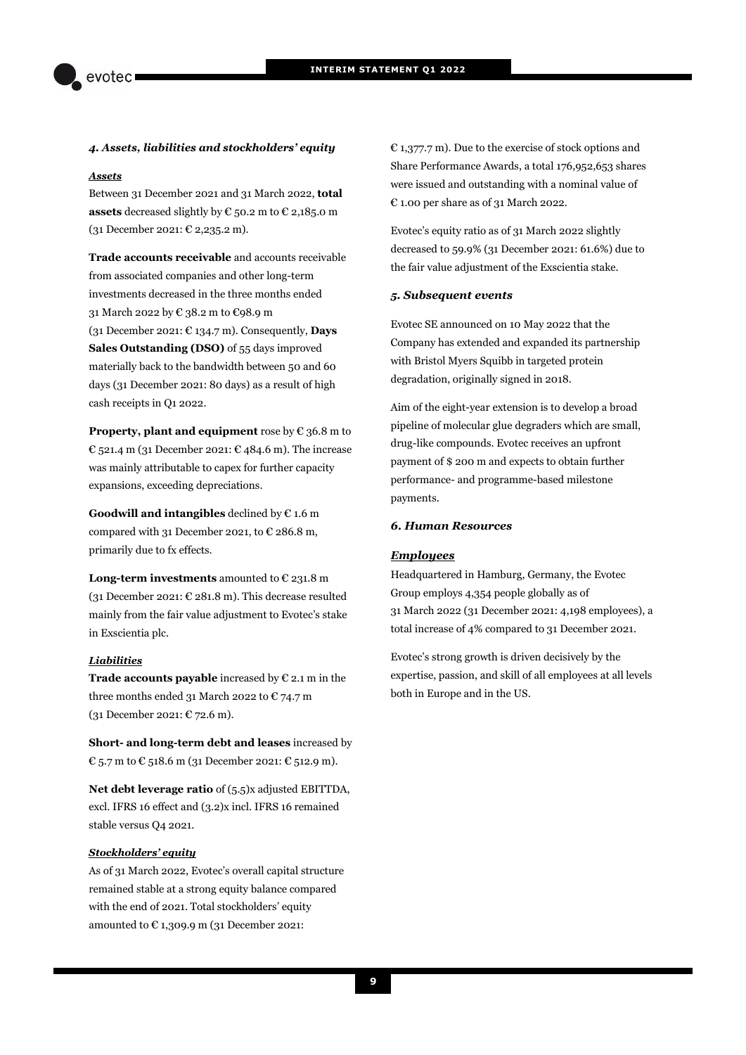### *4. Assets, liabilities and stockholders' equity*

***Assets***

Between 31 December 2021 and 31 March 2022, **total assets** decreased slightly by € 50.2 m to € 2,185.0 m (31 December 2021: € 2,235.2 m).

**Trade accounts receivable** and accounts receivable from associated companies and other long-term investments decreased in the three months ended 31 March 2022 by € 38.2 m to €98.9 m (31 December 2021: € 134.7 m). Consequently, **Days Sales Outstanding (DSO)** of 55 days improved materially back to the bandwidth between 50 and 60 days (31 December 2021: 80 days) as a result of high cash receipts in Q1 2022.

**Property, plant and equipment** rose by € 36.8 m to € 521.4 m (31 December 2021: € 484.6 m). The increase was mainly attributable to capex for further capacity expansions, exceeding depreciations.

**Goodwill and intangibles** declined by € 1.6 m compared with 31 December 2021, to € 286.8 m, primarily due to fx effects.

**Long-term investments** amounted to € 231.8 m (31 December 2021: € 281.8 m). This decrease resulted mainly from the fair value adjustment to Evotec's stake in Exscientia plc.

***Liabilities***

**Trade accounts payable** increased by € 2.1 m in the three months ended 31 March 2022 to € 74.7 m (31 December 2021: € 72.6 m).

**Short- and long-term debt and leases** increased by € 5.7 m to € 518.6 m (31 December 2021: € 512.9 m).

**Net debt leverage ratio** of (5.5)x adjusted EBITTDA, excl. IFRS 16 effect and (3.2)x incl. IFRS 16 remained stable versus Q4 2021.

***Stockholders' equity***

As of 31 March 2022, Evotec's overall capital structure remained stable at a strong equity balance compared with the end of 2021. Total stockholders' equity amounted to € 1,309.9 m (31 December 2021: € 1,377.7 m). Due to the exercise of stock options and Share Performance Awards, a total 176,952,653 shares were issued and outstanding with a nominal value of € 1.00 per share as of 31 March 2022.

Evotec's equity ratio as of 31 March 2022 slightly decreased to 59.9% (31 December 2021: 61.6%) due to the fair value adjustment of the Exscientia stake.

### *5. Subsequent events*

Evotec SE announced on 10 May 2022 that the Company has extended and expanded its partnership with Bristol Myers Squibb in targeted protein degradation, originally signed in 2018.

Aim of the eight-year extension is to develop a broad pipeline of molecular glue degraders which are small, drug-like compounds. Evotec receives an upfront payment of $ 200 m and expects to obtain further performance- and programme-based milestone payments.

### *6. Human Resources*

***Employees***

Headquartered in Hamburg, Germany, the Evotec Group employs 4,354 people globally as of 31 March 2022 (31 December 2021: 4,198 employees), a total increase of 4% compared to 31 December 2021.

Evotec's strong growth is driven decisively by the expertise, passion, and skill of all employees at all levels both in Europe and in the US.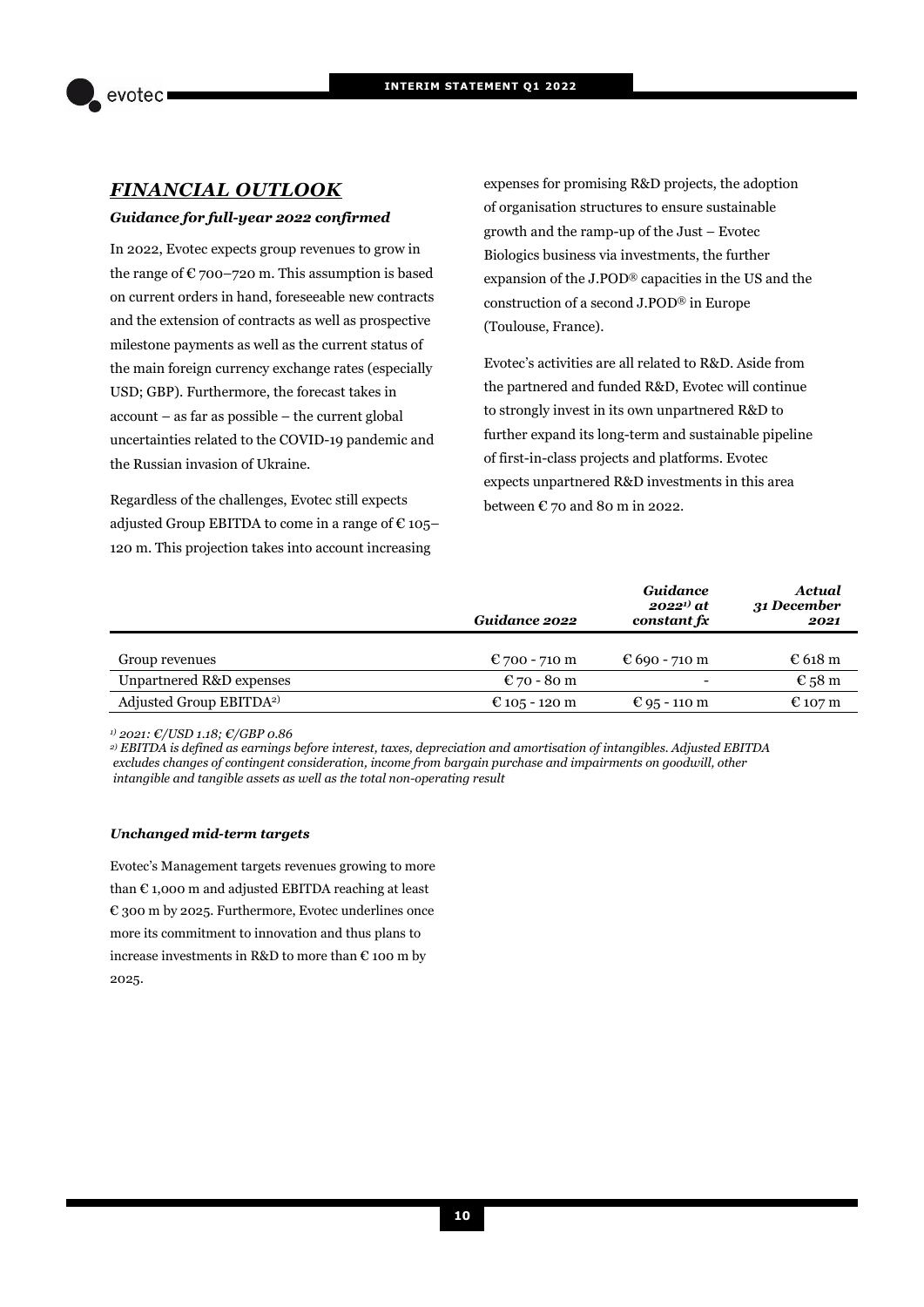## *FINANCIAL OUTLOOK*

***Guidance for full-year 2022 confirmed***

In 2022, Evotec expects group revenues to grow in the range of € 700–720 m. This assumption is based on current orders in hand, foreseeable new contracts and the extension of contracts as well as prospective milestone payments as well as the current status of the main foreign currency exchange rates (especially USD; GBP). Furthermore, the forecast takes in account – as far as possible – the current global uncertainties related to the COVID-19 pandemic and the Russian invasion of Ukraine.

Regardless of the challenges, Evotec still expects adjusted Group EBITDA to come in a range of € 105–120 m. This projection takes into account increasing expenses for promising R&D projects, the adoption of organisation structures to ensure sustainable growth and the ramp-up of the Just – Evotec Biologics business via investments, the further expansion of the J.POD® capacities in the US and the construction of a second J.POD® in Europe (Toulouse, France).

Evotec's activities are all related to R&D. Aside from the partnered and funded R&D, Evotec will continue to strongly invest in its own unpartnered R&D to further expand its long-term and sustainable pipeline of first-in-class projects and platforms. Evotec expects unpartnered R&D investments in this area between € 70 and 80 m in 2022.

| | *Guidance 2022* | *Guidance 2022[1] at constant fx* | *Actual 31 December 2021* |
|---|---|---|---|
| Group revenues | € 700 - 710 m | € 690 - 710 m | € 618 m |
| Unpartnered R&D expenses | € 70 - 80 m | - | € 58 m |
| Adjusted Group EBITDA[2] | € 105 - 120 m | € 95 - 110 m | € 107 m |

*[1] 2021: €/USD 1.18; €/GBP 0.86*

*[2] EBITDA is defined as earnings before interest, taxes, depreciation and amortisation of intangibles. Adjusted EBITDA excludes changes of contingent consideration, income from bargain purchase and impairments on goodwill, other intangible and tangible assets as well as the total non-operating result*

***Unchanged mid-term targets***

Evotec's Management targets revenues growing to more than € 1,000 m and adjusted EBITDA reaching at least € 300 m by 2025. Furthermore, Evotec underlines once more its commitment to innovation and thus plans to increase investments in R&D to more than € 100 m by 2025.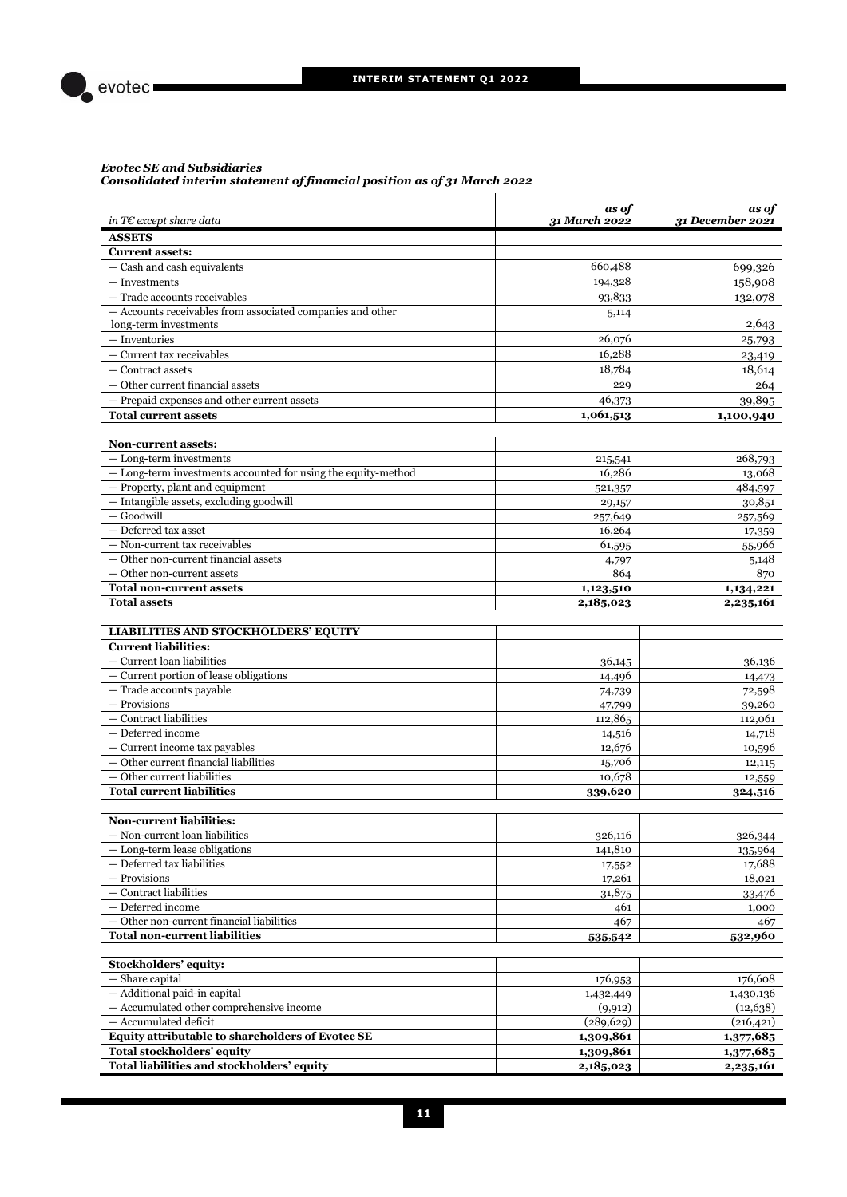*Evotec SE and Subsidiaries*
*Consolidated interim statement of financial position as of 31 March 2022*

| *in T€ except share data* | *as of 31 March 2022* | *as of 31 December 2021* |
|---|---|---|
| **ASSETS** | | |
| **Current assets:** | | |
| — Cash and cash equivalents | 660,488 | 699,326 |
| — Investments | 194,328 | 158,908 |
| — Trade accounts receivables | 93,833 | 132,078 |
| — Accounts receivables from associated companies and other long-term investments | 5,114 | 2,643 |
| — Inventories | 26,076 | 25,793 |
| — Current tax receivables | 16,288 | 23,419 |
| — Contract assets | 18,784 | 18,614 |
| — Other current financial assets | 229 | 264 |
| — Prepaid expenses and other current assets | 46,373 | 39,895 |
| **Total current assets** | **1,061,513** | **1,100,940** |
| | | |
| **Non-current assets:** | | |
| — Long-term investments | 215,541 | 268,793 |
| — Long-term investments accounted for using the equity-method | 16,286 | 13,068 |
| — Property, plant and equipment | 521,357 | 484,597 |
| — Intangible assets, excluding goodwill | 29,157 | 30,851 |
| — Goodwill | 257,649 | 257,569 |
| — Deferred tax asset | 16,264 | 17,359 |
| — Non-current tax receivables | 61,595 | 55,966 |
| — Other non-current financial assets | 4,797 | 5,148 |
| — Other non-current assets | 864 | 870 |
| **Total non-current assets** | **1,123,510** | **1,134,221** |
| **Total assets** | **2,185,023** | **2,235,161** |
| | | |
| **LIABILITIES AND STOCKHOLDERS' EQUITY** | | |
| **Current liabilities:** | | |
| — Current loan liabilities | 36,145 | 36,136 |
| — Current portion of lease obligations | 14,496 | 14,473 |
| — Trade accounts payable | 74,739 | 72,598 |
| — Provisions | 47,799 | 39,260 |
| — Contract liabilities | 112,865 | 112,061 |
| — Deferred income | 14,516 | 14,718 |
| — Current income tax payables | 12,676 | 10,596 |
| — Other current financial liabilities | 15,706 | 12,115 |
| — Other current liabilities | 10,678 | 12,559 |
| **Total current liabilities** | **339,620** | **324,516** |
| | | |
| **Non-current liabilities:** | | |
| — Non-current loan liabilities | 326,116 | 326,344 |
| — Long-term lease obligations | 141,810 | 135,964 |
| — Deferred tax liabilities | 17,552 | 17,688 |
| — Provisions | 17,261 | 18,021 |
| — Contract liabilities | 31,875 | 33,476 |
| — Deferred income | 461 | 1,000 |
| — Other non-current financial liabilities | 467 | 467 |
| **Total non-current liabilities** | **535,542** | **532,960** |
| | | |
| **Stockholders' equity:** | | |
| — Share capital | 176,953 | 176,608 |
| — Additional paid-in capital | 1,432,449 | 1,430,136 |
| — Accumulated other comprehensive income | (9,912) | (12,638) |
| — Accumulated deficit | (289,629) | (216,421) |
| **Equity attributable to shareholders of Evotec SE** | **1,309,861** | **1,377,685** |
| **Total stockholders' equity** | **1,309,861** | **1,377,685** |
| **Total liabilities and stockholders' equity** | **2,185,023** | **2,235,161** |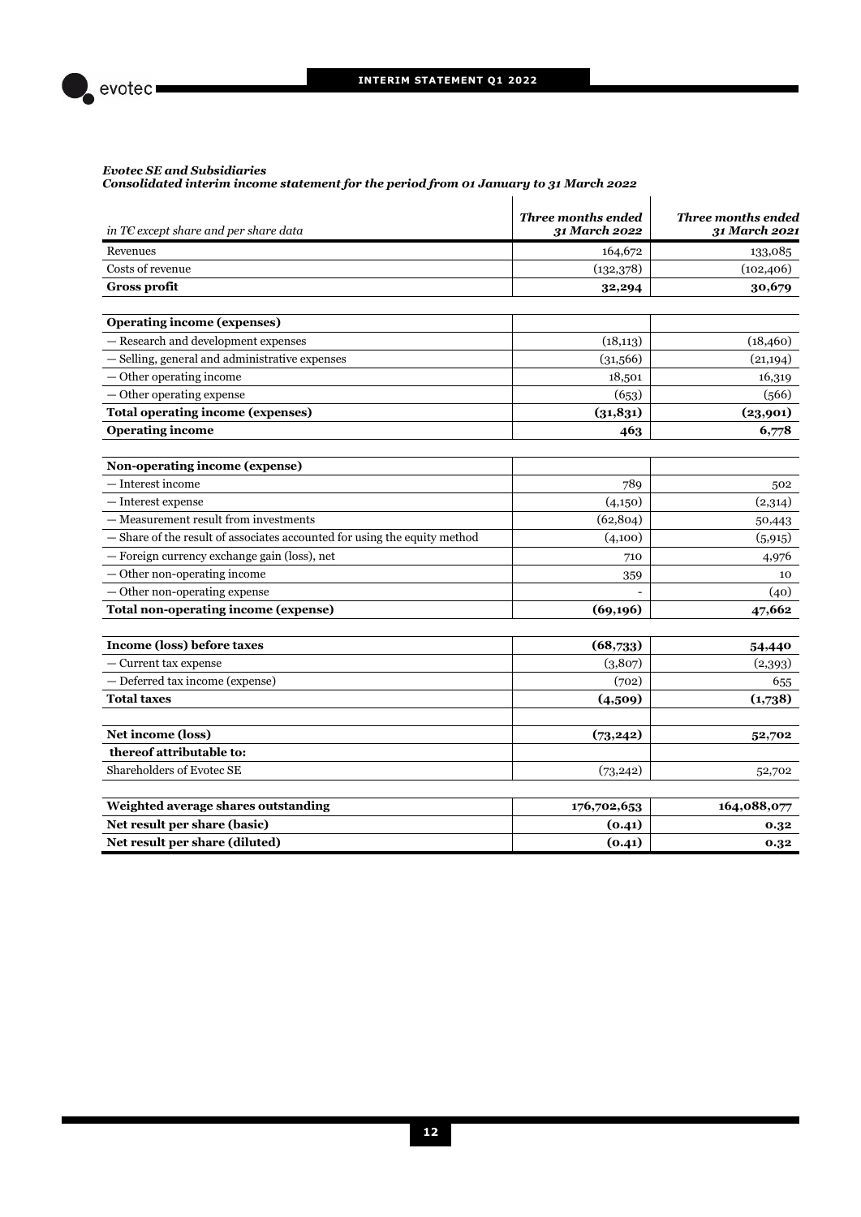***Evotec SE and Subsidiaries***
***Consolidated interim income statement for the period from 01 January to 31 March 2022***

| *in T€ except share and per share data* | ***Three months ended 31 March 2022*** | ***Three months ended 31 March 2021*** |
|---|---:|---:|
| Revenues | 164,672 | 133,085 |
| Costs of revenue | (132,378) | (102,406) |
| **Gross profit** | **32,294** | **30,679** |
| | | |
| **Operating income (expenses)** | | |
| — Research and development expenses | (18,113) | (18,460) |
| — Selling, general and administrative expenses | (31,566) | (21,194) |
| — Other operating income | 18,501 | 16,319 |
| — Other operating expense | (653) | (566) |
| **Total operating income (expenses)** | **(31,831)** | **(23,901)** |
| **Operating income** | **463** | **6,778** |
| | | |
| **Non-operating income (expense)** | | |
| — Interest income | 789 | 502 |
| — Interest expense | (4,150) | (2,314) |
| — Measurement result from investments | (62,804) | 50,443 |
| — Share of the result of associates accounted for using the equity method | (4,100) | (5,915) |
| — Foreign currency exchange gain (loss), net | 710 | 4,976 |
| — Other non-operating income | 359 | 10 |
| — Other non-operating expense | - | (40) |
| **Total non-operating income (expense)** | **(69,196)** | **47,662** |
| | | |
| **Income (loss) before taxes** | **(68,733)** | **54,440** |
| — Current tax expense | (3,807) | (2,393) |
| — Deferred tax income (expense) | (702) | 655 |
| **Total taxes** | **(4,509)** | **(1,738)** |
| | | |
| **Net income (loss)** | **(73,242)** | **52,702** |
| **thereof attributable to:** | | |
| Shareholders of Evotec SE | (73,242) | 52,702 |
| | | |
| **Weighted average shares outstanding** | **176,702,653** | **164,088,077** |
| **Net result per share (basic)** | **(0.41)** | **0.32** |
| **Net result per share (diluted)** | **(0.41)** | **0.32** |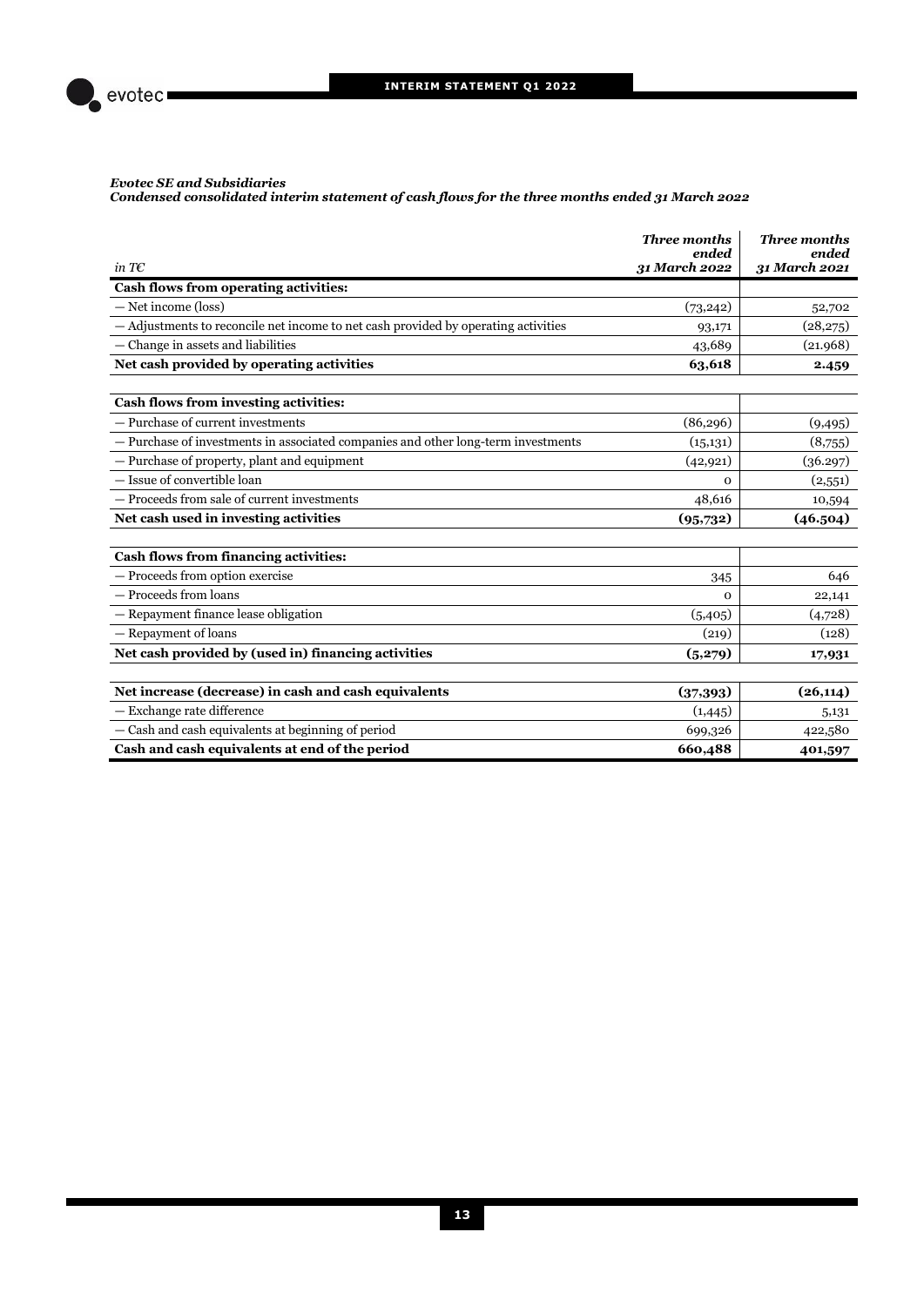*Evotec SE and Subsidiaries*
***Condensed consolidated interim statement of cash flows for the three months ended 31 March 2022***

| *in T€* | ***Three months ended 31 March 2022*** | ***Three months ended 31 March 2021*** |
|---|---|---|
| **Cash flows from operating activities:** | | |
| — Net income (loss) | (73,242) | 52,702 |
| — Adjustments to reconcile net income to net cash provided by operating activities | 93,171 | (28,275) |
| — Change in assets and liabilities | 43,689 | (21.968) |
| **Net cash provided by operating activities** | **63,618** | **2.459** |
| | | |
| **Cash flows from investing activities:** | | |
| — Purchase of current investments | (86,296) | (9,495) |
| — Purchase of investments in associated companies and other long-term investments | (15,131) | (8,755) |
| — Purchase of property, plant and equipment | (42,921) | (36.297) |
| — Issue of convertible loan | 0 | (2,551) |
| — Proceeds from sale of current investments | 48,616 | 10,594 |
| **Net cash used in investing activities** | **(95,732)** | **(46.504)** |
| | | |
| **Cash flows from financing activities:** | | |
| — Proceeds from option exercise | 345 | 646 |
| — Proceeds from loans | 0 | 22,141 |
| — Repayment finance lease obligation | (5,405) | (4,728) |
| — Repayment of loans | (219) | (128) |
| **Net cash provided by (used in) financing activities** | **(5,279)** | **17,931** |
| | | |
| **Net increase (decrease) in cash and cash equivalents** | **(37,393)** | **(26,114)** |
| — Exchange rate difference | (1,445) | 5,131 |
| — Cash and cash equivalents at beginning of period | 699,326 | 422,580 |
| **Cash and cash equivalents at end of the period** | **660,488** | **401,597** |